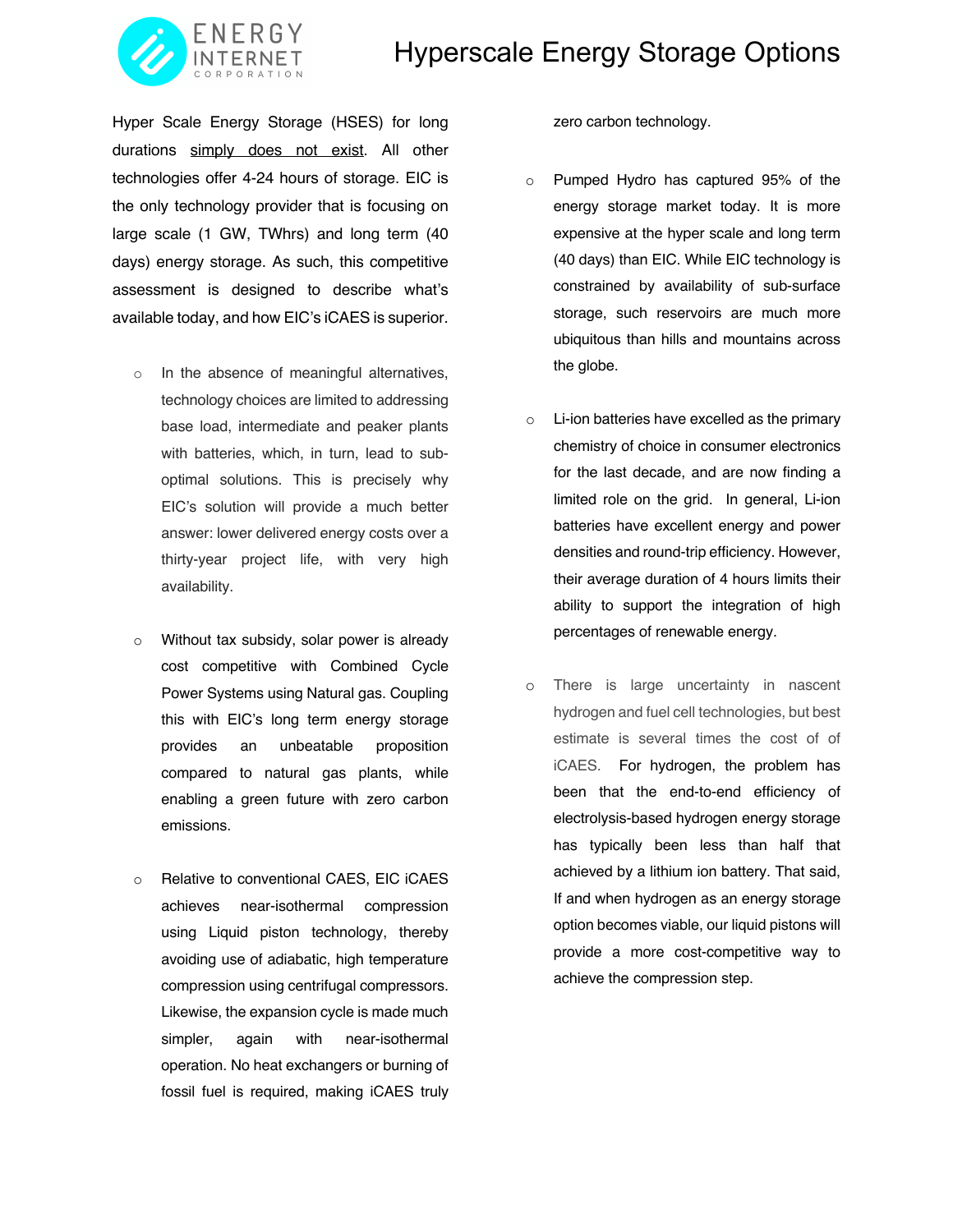# Hyperscale Energy Storage Options

Hyper Scale Energy Storage (HSES) for long durations simply does not exist. All other technologies offer 4-24 hours of storage. EIC is the only technology provider that is focusing on large scale (1 GW, TWhrs) and long term (40 days) energy storage. As such, this competitive assessment is designed to describe what's available today, and how EIC's iCAES is superior.

- In the absence of meaningful alternatives, technology choices are limited to addressing base load, intermediate and peaker plants with batteries, which, in turn, lead to sub-optimal solutions. This is precisely why EIC's solution will provide a much better answer: lower delivered energy costs over a thirty-year project life, with very high availability.

- Without tax subsidy, solar power is already cost competitive with Combined Cycle Power Systems using Natural gas. Coupling this with EIC's long term energy storage provides an unbeatable proposition compared to natural gas plants, while enabling a green future with zero carbon emissions.

- Relative to conventional CAES, EIC iCAES achieves near-isothermal compression using Liquid piston technology, thereby avoiding use of adiabatic, high temperature compression using centrifugal compressors. Likewise, the expansion cycle is made much simpler, again with near-isothermal operation. No heat exchangers or burning of fossil fuel is required, making iCAES truly zero carbon technology.

- Pumped Hydro has captured 95% of the energy storage market today. It is more expensive at the hyper scale and long term (40 days) than EIC. While EIC technology is constrained by availability of sub-surface storage, such reservoirs are much more ubiquitous than hills and mountains across the globe.

- Li-ion batteries have excelled as the primary chemistry of choice in consumer electronics for the last decade, and are now finding a limited role on the grid. In general, Li-ion batteries have excellent energy and power densities and round-trip efficiency. However, their average duration of 4 hours limits their ability to support the integration of high percentages of renewable energy.

- There is large uncertainty in nascent hydrogen and fuel cell technologies, but best estimate is several times the cost of of iCAES. For hydrogen, the problem has been that the end-to-end efficiency of electrolysis-based hydrogen energy storage has typically been less than half that achieved by a lithium ion battery. That said, If and when hydrogen as an energy storage option becomes viable, our liquid pistons will provide a more cost-competitive way to achieve the compression step.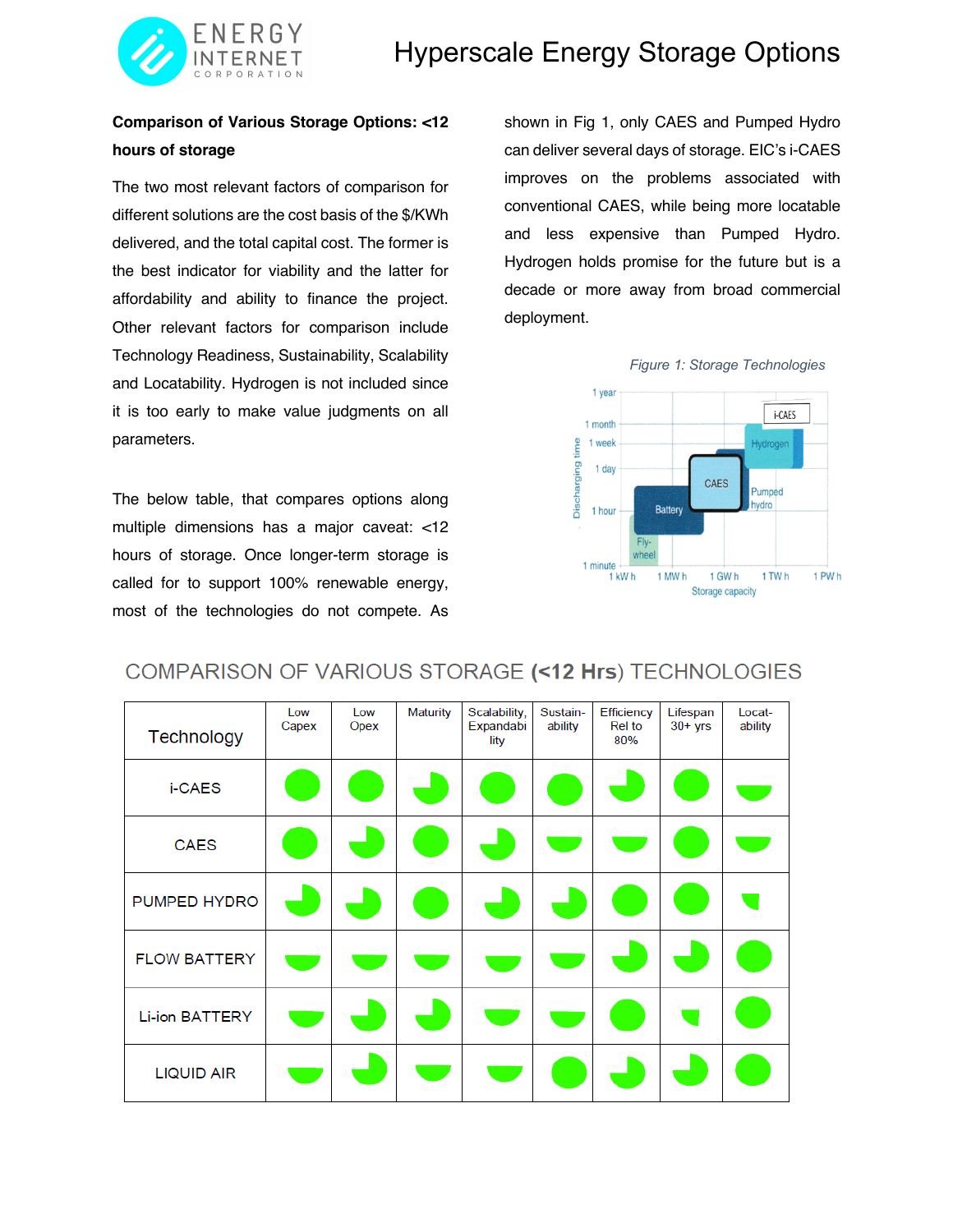**Comparison of Various Storage Options: <12 hours of storage**

The two most relevant factors of comparison for different solutions are the cost basis of the $/KWh delivered, and the total capital cost. The former is the best indicator for viability and the latter for affordability and ability to finance the project. Other relevant factors for comparison include Technology Readiness, Sustainability, Scalability and Locatability. Hydrogen is not included since it is too early to make value judgments on all parameters.

The below table, that compares options along multiple dimensions has a major caveat: <12 hours of storage. Once longer-term storage is called for to support 100% renewable energy, most of the technologies do not compete. As shown in Fig 1, only CAES and Pumped Hydro can deliver several days of storage. EIC's i-CAES improves on the problems associated with conventional CAES, while being more locatable and less expensive than Pumped Hydro. Hydrogen holds promise for the future but is a decade or more away from broad commercial deployment.

*Figure 1: Storage Technologies*

1 year
1 month
1 week
1 day
1 hour
1 minute
Discharging time
1 kW h
1 MW h
1 GW h
1 TW h
1 PW h
Storage capacity
i-CAES
Hydrogen
CAES
Pumped hydro
Battery
Fly-wheel

## COMPARISON OF VARIOUS STORAGE (<12 Hrs) TECHNOLOGIES

| Technology | Low Capex | Low Opex | Maturity | Scalability, Expandability | Sustain-ability | Efficiency Rel to 80% | Lifespan 30+ yrs | Locat-ability |
|---|---|---|---|---|---|---|---|---|
| i-CAES | ● | ● | ◕ | ● | ● | ◕ | ● | ◑ |
| CAES | ● | ◕ | ● | ◕ | ◑ | ◑ | ● | ◑ |
| PUMPED HYDRO | ◕ | ◕ | ● | ◕ | ◕ | ● | ● | ◔ |
| FLOW BATTERY | ◑ | ◑ | ◑ | ◑ | ◑ | ◕ | ◕ | ● |
| Li-ion BATTERY | ◑ | ◕ | ◕ | ◑ | ◑ | ● | ◔ | ● |
| LIQUID AIR | ◑ | ◕ | ◑ | ◑ | ● | ◕ | ◕ | ● |